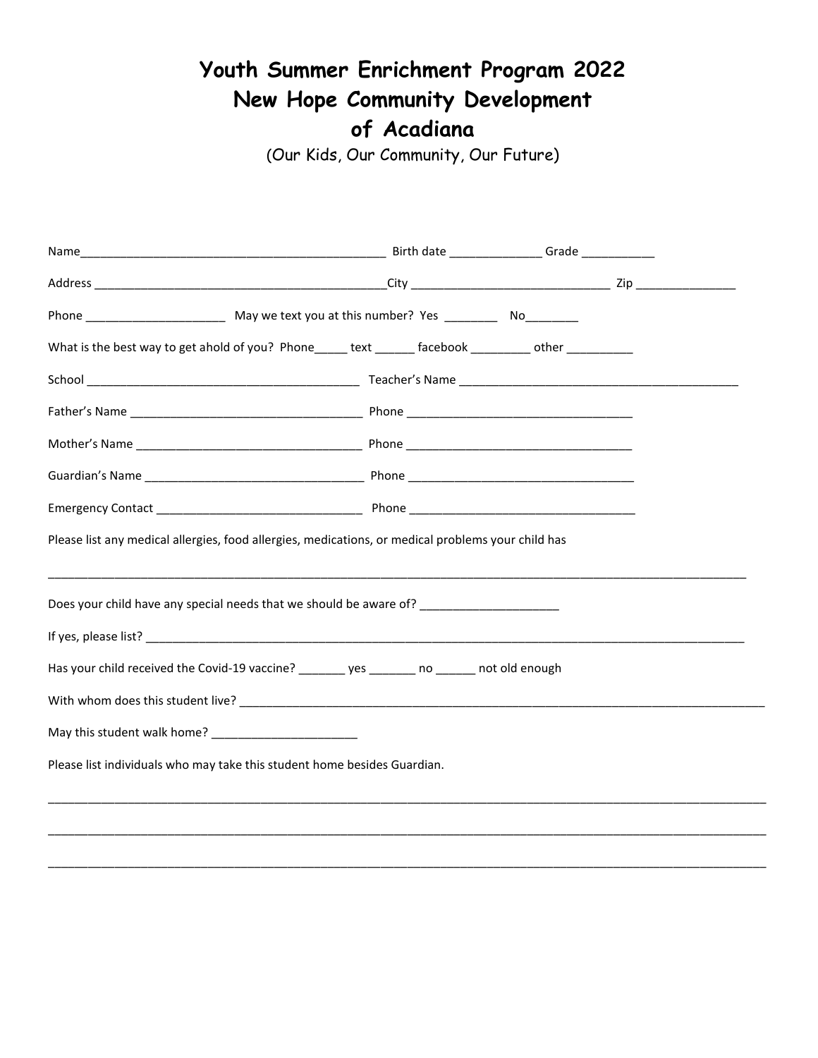# Youth Summer Enrichment Program 2022
# New Hope Community Development of Acadiana

(Our Kids, Our Community, Our Future)

Name_______________________________________________ Birth date ______________ Grade ___________

Address _____________________________________________City ______________________________ Zip _______________

Phone _____________________ May we text you at this number? Yes ________ No________

What is the best way to get ahold of you? Phone_____ text ______ facebook _________ other __________

School _________________________________________ Teacher's Name ___________________________________________

Father's Name ___________________________________ Phone __________________________________

Mother's Name __________________________________ Phone __________________________________

Guardian's Name ________________________________ Phone __________________________________

Emergency Contact _______________________________ Phone __________________________________

Please list any medical allergies, food allergies, medications, or medical problems your child has

_______________________________________________________________________________________________________________

Does your child have any special needs that we should be aware of? _____________________

If yes, please list? _______________________________________________________________________________________________

Has your child received the Covid-19 vaccine? _______ yes _______ no ______ not old enough

With whom does this student live? _____________________________________________________________________________________

May this student walk home? ______________________

Please list individuals who may take this student home besides Guardian.

_______________________________________________________________________________________________________________

_______________________________________________________________________________________________________________

_______________________________________________________________________________________________________________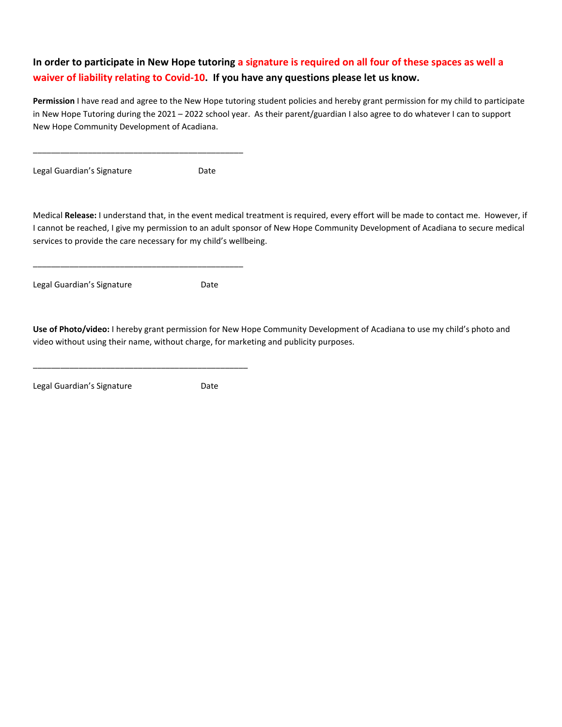**In order to participate in New Hope tutoring a signature is required on all four of these spaces as well a waiver of liability relating to Covid-10. If you have any questions please let us know.**

**Permission** I have read and agree to the New Hope tutoring student policies and hereby grant permission for my child to participate in New Hope Tutoring during the 2021 – 2022 school year. As their parent/guardian I also agree to do whatever I can to support New Hope Community Development of Acadiana.

_______________________________________________

Legal Guardian's Signature Date

Medical **Release:** I understand that, in the event medical treatment is required, every effort will be made to contact me. However, if I cannot be reached, I give my permission to an adult sponsor of New Hope Community Development of Acadiana to secure medical services to provide the care necessary for my child's wellbeing.

_______________________________________________

Legal Guardian's Signature Date

**Use of Photo/video:** I hereby grant permission for New Hope Community Development of Acadiana to use my child's photo and video without using their name, without charge, for marketing and publicity purposes.

________________________________________________

Legal Guardian's Signature Date